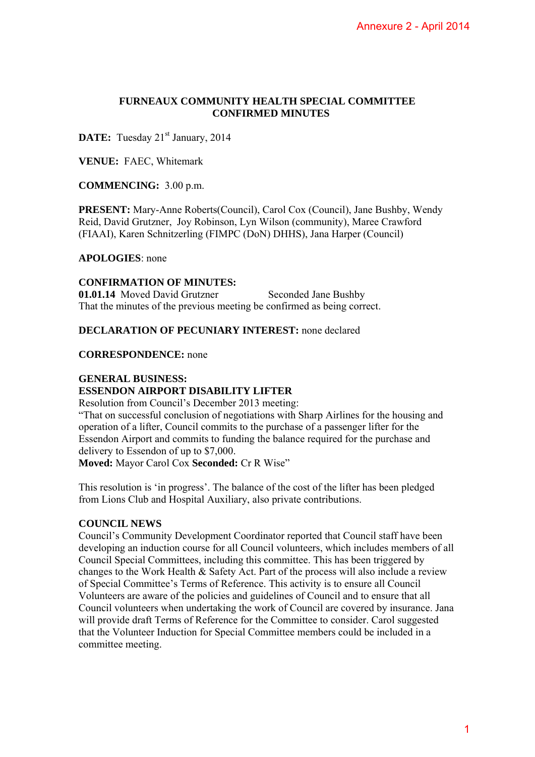## FURNEAUX COMMUNITY HEALTH SPECIAL COMMITTEE CONFIRMED MINUTES

**DATE:** Tuesday 21st January, 2014

**VENUE:** FAEC, Whitemark

**COMMENCING:** 3.00 p.m.

**PRESENT:** Mary-Anne Roberts(Council), Carol Cox (Council), Jane Bushby, Wendy Reid, David Grutzner, Joy Robinson, Lyn Wilson (community), Maree Crawford (FIAAI), Karen Schnitzerling (FIMPC (DoN) DHHS), Jana Harper (Council)

**APOLOGIES**: none

**CONFIRMATION OF MINUTES:**
**01.01.14** Moved David Grutzner Seconded Jane Bushby
That the minutes of the previous meeting be confirmed as being correct.

**DECLARATION OF PECUNIARY INTEREST:** none declared

**CORRESPONDENCE:** none

**GENERAL BUSINESS:**
**ESSENDON AIRPORT DISABILITY LIFTER**
Resolution from Council's December 2013 meeting:
"That on successful conclusion of negotiations with Sharp Airlines for the housing and operation of a lifter, Council commits to the purchase of a passenger lifter for the Essendon Airport and commits to funding the balance required for the purchase and delivery to Essendon of up to $7,000.
**Moved:** Mayor Carol Cox **Seconded:** Cr R Wise"

This resolution is 'in progress'. The balance of the cost of the lifter has been pledged from Lions Club and Hospital Auxiliary, also private contributions.

**COUNCIL NEWS**
Council's Community Development Coordinator reported that Council staff have been developing an induction course for all Council volunteers, which includes members of all Council Special Committees, including this committee. This has been triggered by changes to the Work Health & Safety Act. Part of the process will also include a review of Special Committee's Terms of Reference. This activity is to ensure all Council Volunteers are aware of the policies and guidelines of Council and to ensure that all Council volunteers when undertaking the work of Council are covered by insurance. Jana will provide draft Terms of Reference for the Committee to consider. Carol suggested that the Volunteer Induction for Special Committee members could be included in a committee meeting.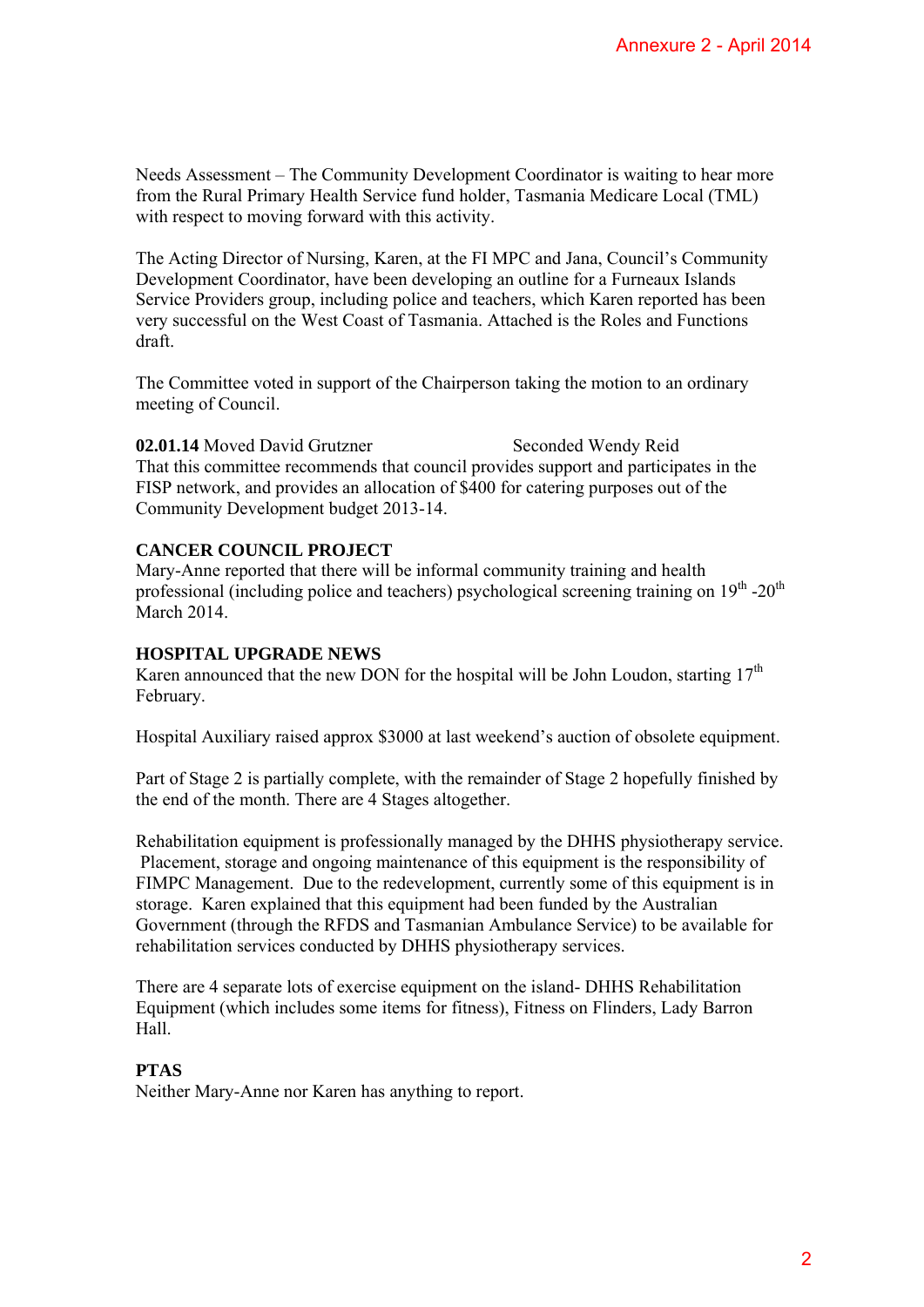Needs Assessment – The Community Development Coordinator is waiting to hear more from the Rural Primary Health Service fund holder, Tasmania Medicare Local (TML) with respect to moving forward with this activity.

The Acting Director of Nursing, Karen, at the FI MPC and Jana, Council's Community Development Coordinator, have been developing an outline for a Furneaux Islands Service Providers group, including police and teachers, which Karen reported has been very successful on the West Coast of Tasmania. Attached is the Roles and Functions draft.

The Committee voted in support of the Chairperson taking the motion to an ordinary meeting of Council.

**02.01.14** Moved David Grutzner Seconded Wendy Reid
That this committee recommends that council provides support and participates in the FISP network, and provides an allocation of $400 for catering purposes out of the Community Development budget 2013-14.

**CANCER COUNCIL PROJECT**
Mary-Anne reported that there will be informal community training and health professional (including police and teachers) psychological screening training on 19th -20th March 2014.

**HOSPITAL UPGRADE NEWS**
Karen announced that the new DON for the hospital will be John Loudon, starting 17th February.

Hospital Auxiliary raised approx $3000 at last weekend's auction of obsolete equipment.

Part of Stage 2 is partially complete, with the remainder of Stage 2 hopefully finished by the end of the month. There are 4 Stages altogether.

Rehabilitation equipment is professionally managed by the DHHS physiotherapy service. Placement, storage and ongoing maintenance of this equipment is the responsibility of FIMPC Management. Due to the redevelopment, currently some of this equipment is in storage. Karen explained that this equipment had been funded by the Australian Government (through the RFDS and Tasmanian Ambulance Service) to be available for rehabilitation services conducted by DHHS physiotherapy services.

There are 4 separate lots of exercise equipment on the island- DHHS Rehabilitation Equipment (which includes some items for fitness), Fitness on Flinders, Lady Barron Hall.

**PTAS**
Neither Mary-Anne nor Karen has anything to report.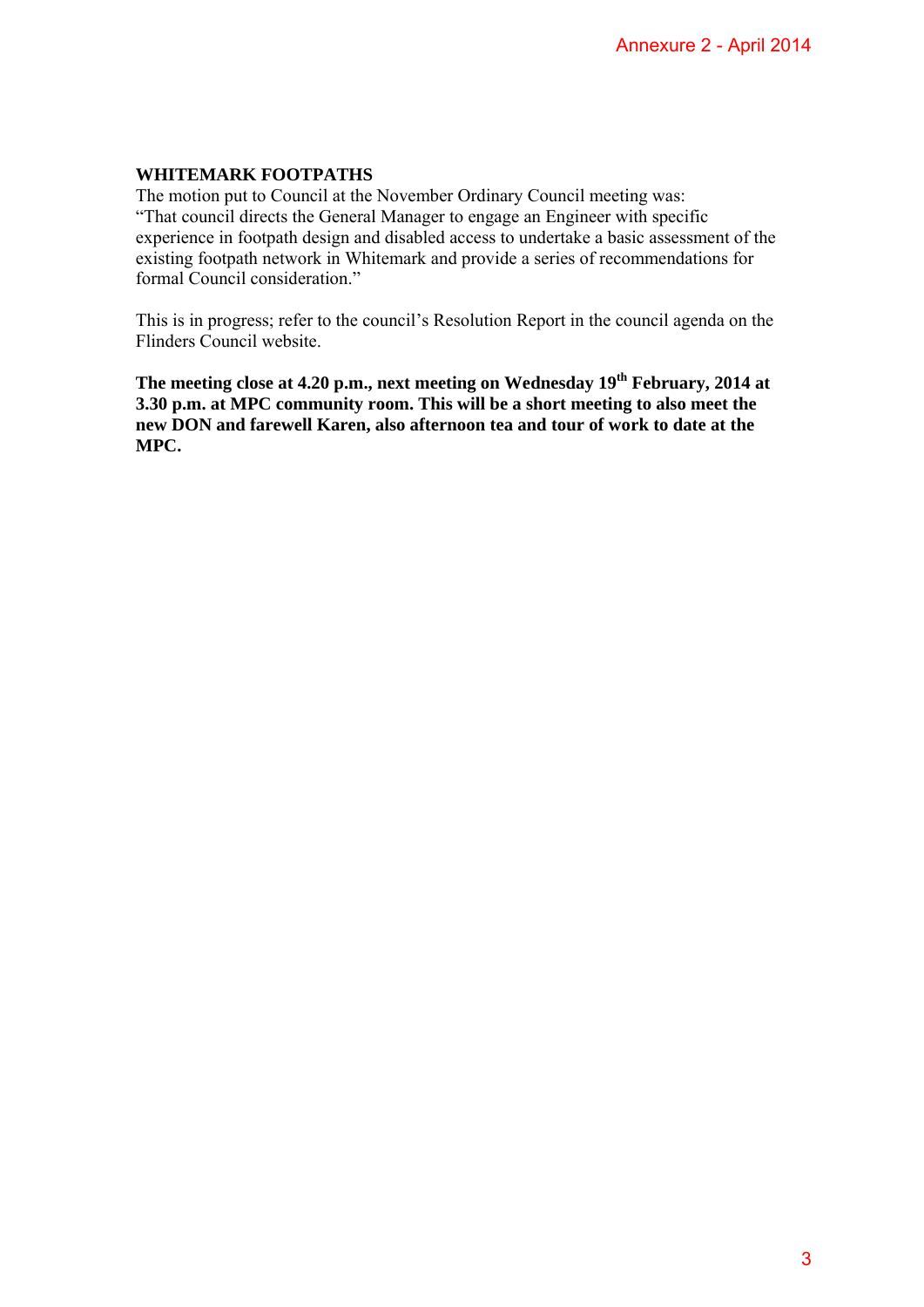**WHITEMARK FOOTPATHS**

The motion put to Council at the November Ordinary Council meeting was: "That council directs the General Manager to engage an Engineer with specific experience in footpath design and disabled access to undertake a basic assessment of the existing footpath network in Whitemark and provide a series of recommendations for formal Council consideration."

This is in progress; refer to the council's Resolution Report in the council agenda on the Flinders Council website.

**The meeting close at 4.20 p.m., next meeting on Wednesday 19th February, 2014 at 3.30 p.m. at MPC community room. This will be a short meeting to also meet the new DON and farewell Karen, also afternoon tea and tour of work to date at the MPC.**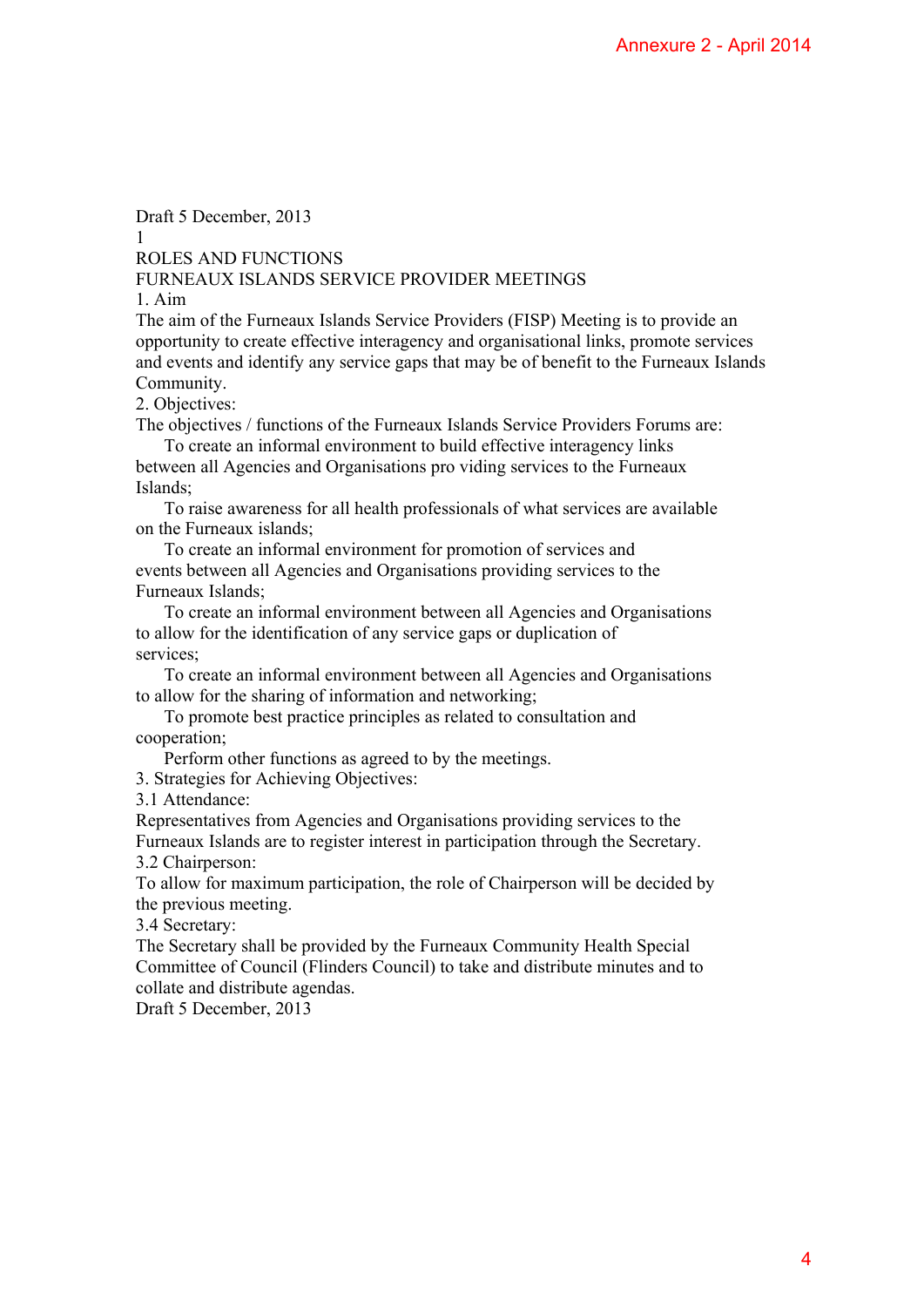Draft 5 December, 2013

1

# ROLES AND FUNCTIONS

# FURNEAUX ISLANDS SERVICE PROVIDER MEETINGS

## 1. Aim

The aim of the Furneaux Islands Service Providers (FISP) Meeting is to provide an opportunity to create effective interagency and organisational links, promote services and events and identify any service gaps that may be of benefit to the Furneaux Islands Community.

## 2. Objectives:

The objectives / functions of the Furneaux Islands Service Providers Forums are:

- To create an informal environment to build effective interagency links between all Agencies and Organisations pro viding services to the Furneaux Islands;
- To raise awareness for all health professionals of what services are available on the Furneaux islands;
- To create an informal environment for promotion of services and events between all Agencies and Organisations providing services to the Furneaux Islands;
- To create an informal environment between all Agencies and Organisations to allow for the identification of any service gaps or duplication of services;
- To create an informal environment between all Agencies and Organisations to allow for the sharing of information and networking;
- To promote best practice principles as related to consultation and cooperation;
- Perform other functions as agreed to by the meetings.

## 3. Strategies for Achieving Objectives:

### 3.1 Attendance:

Representatives from Agencies and Organisations providing services to the Furneaux Islands are to register interest in participation through the Secretary.

### 3.2 Chairperson:

To allow for maximum participation, the role of Chairperson will be decided by the previous meeting.

### 3.4 Secretary:

The Secretary shall be provided by the Furneaux Community Health Special Committee of Council (Flinders Council) to take and distribute minutes and to collate and distribute agendas.

Draft 5 December, 2013